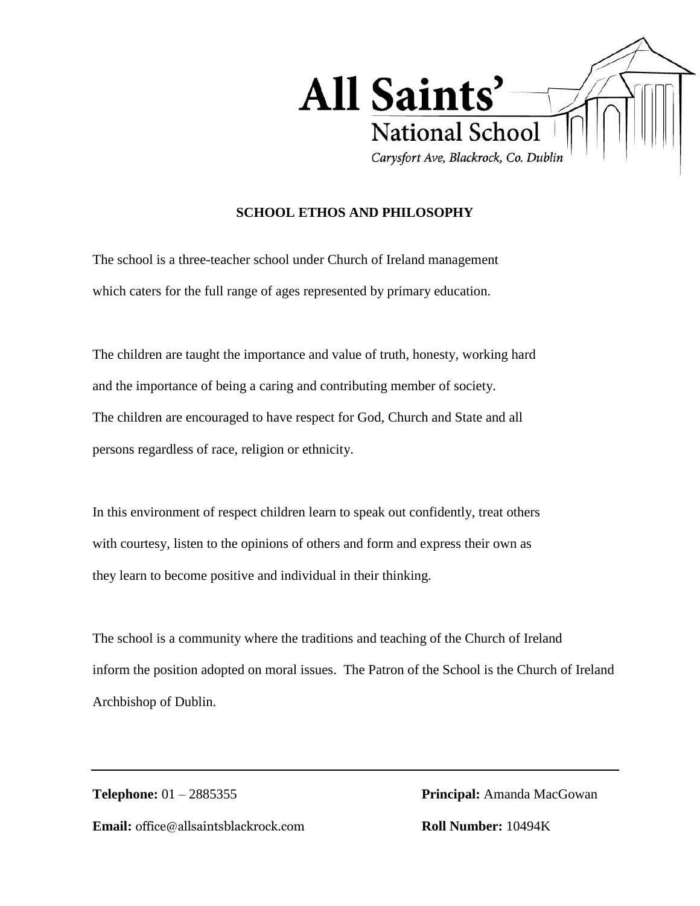**All Saints'**

**National School**

*Carysfort Ave, Blackrock, Co. Dublin*

## SCHOOL ETHOS AND PHILOSOPHY

The school is a three-teacher school under Church of Ireland management which caters for the full range of ages represented by primary education.

The children are taught the importance and value of truth, honesty, working hard and the importance of being a caring and contributing member of society. The children are encouraged to have respect for God, Church and State and all persons regardless of race, religion or ethnicity.

In this environment of respect children learn to speak out confidently, treat others with courtesy, listen to the opinions of others and form and express their own as they learn to become positive and individual in their thinking.

The school is a community where the traditions and teaching of the Church of Ireland inform the position adopted on moral issues. The Patron of the School is the Church of Ireland Archbishop of Dublin.

---

**Telephone:** 01 – 2885355

**Email:** office@allsaintsblackrock.com

**Principal:** Amanda MacGowan

**Roll Number:** 10494K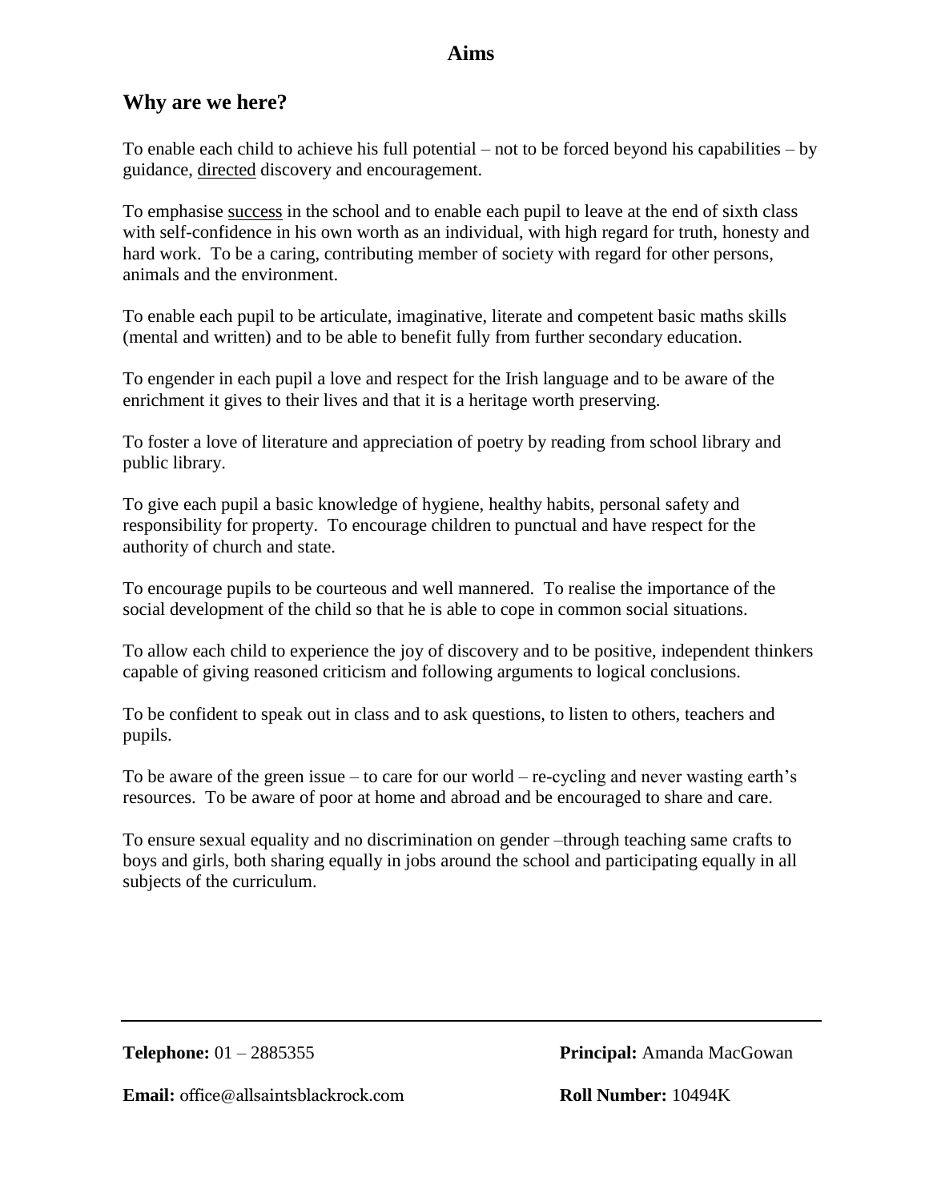# Aims

## Why are we here?

To enable each child to achieve his full potential – not to be forced beyond his capabilities – by guidance, <u>directed</u> discovery and encouragement.

To emphasise <u>success</u> in the school and to enable each pupil to leave at the end of sixth class with self-confidence in his own worth as an individual, with high regard for truth, honesty and hard work. To be a caring, contributing member of society with regard for other persons, animals and the environment.

To enable each pupil to be articulate, imaginative, literate and competent basic maths skills (mental and written) and to be able to benefit fully from further secondary education.

To engender in each pupil a love and respect for the Irish language and to be aware of the enrichment it gives to their lives and that it is a heritage worth preserving.

To foster a love of literature and appreciation of poetry by reading from school library and public library.

To give each pupil a basic knowledge of hygiene, healthy habits, personal safety and responsibility for property. To encourage children to punctual and have respect for the authority of church and state.

To encourage pupils to be courteous and well mannered. To realise the importance of the social development of the child so that he is able to cope in common social situations.

To allow each child to experience the joy of discovery and to be positive, independent thinkers capable of giving reasoned criticism and following arguments to logical conclusions.

To be confident to speak out in class and to ask questions, to listen to others, teachers and pupils.

To be aware of the green issue – to care for our world – re-cycling and never wasting earth's resources. To be aware of poor at home and abroad and be encouraged to share and care.

To ensure sexual equality and no discrimination on gender –through teaching same crafts to boys and girls, both sharing equally in jobs around the school and participating equally in all subjects of the curriculum.

---

**Telephone:** 01 – 2885355

**Principal:** Amanda MacGowan

**Email:** office@allsaintsblackrock.com

**Roll Number:** 10494K